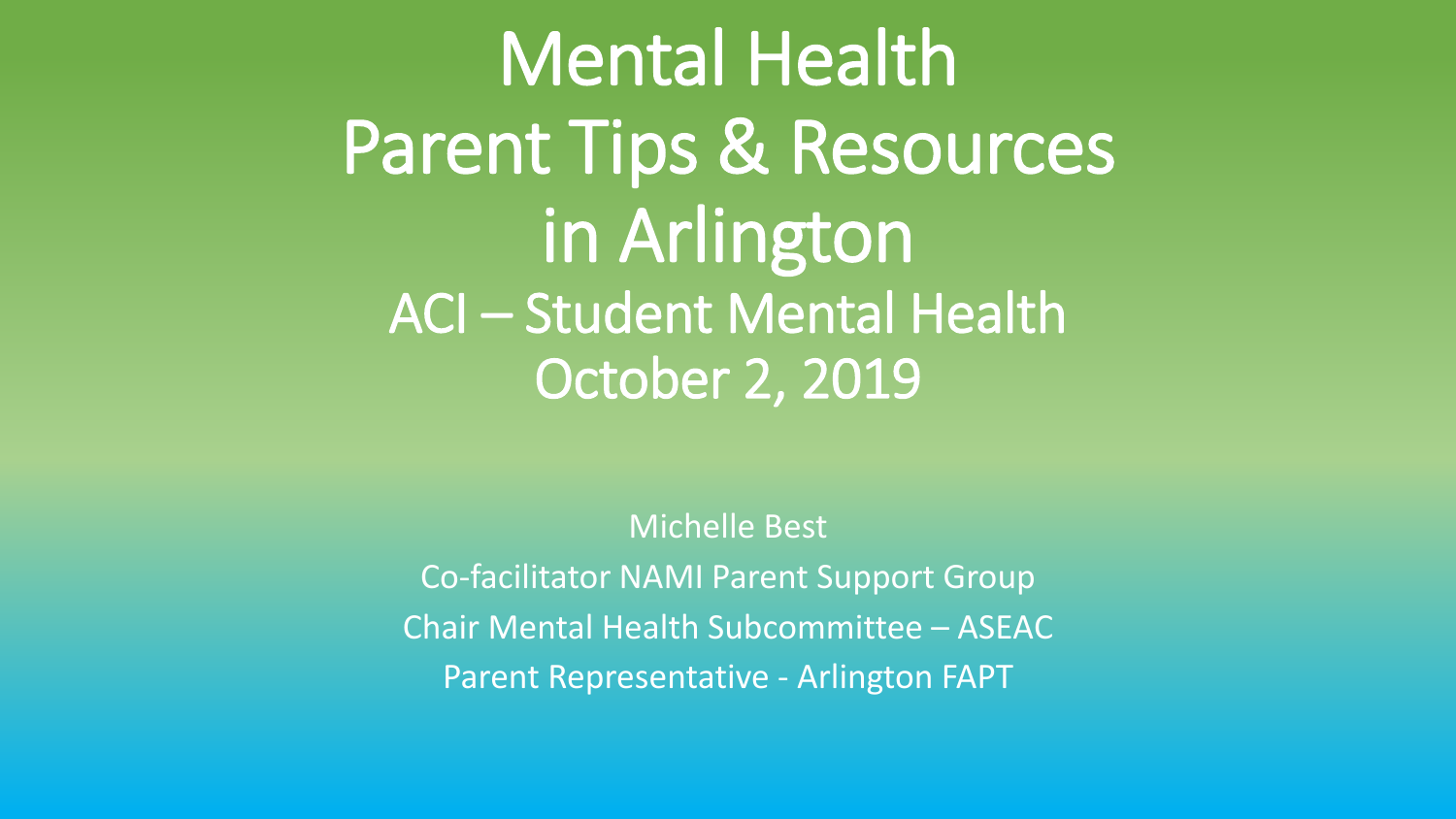# Mental Health Parent Tips & Resources in Arlington

## ACI – Student Mental Health October 2, 2019

Michelle Best

Co-facilitator NAMI Parent Support Group

Chair Mental Health Subcommittee – ASEAC

Parent Representative - Arlington FAPT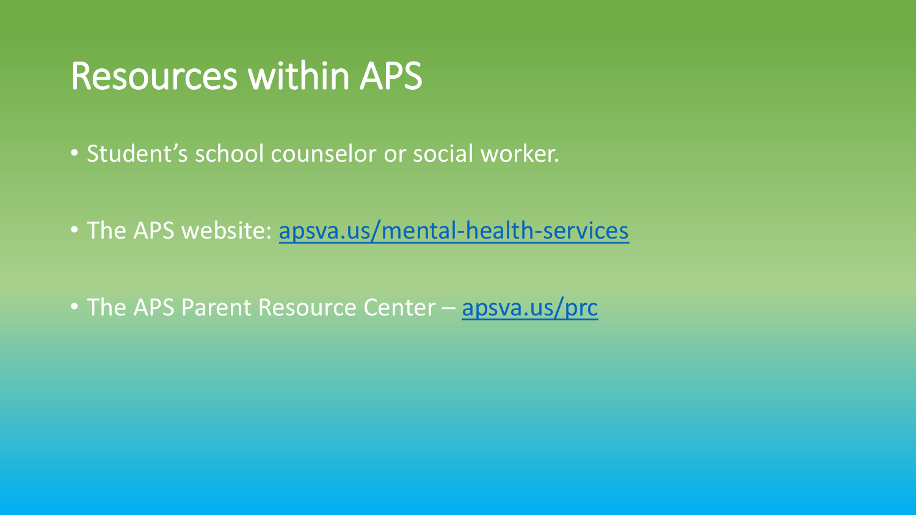# Resources within APS

- Student's school counselor or social worker.
- The APS website: [apsva.us/mental-health-services](apsva.us/mental-health-services)
- The APS Parent Resource Center – [apsva.us/prc](apsva.us/prc)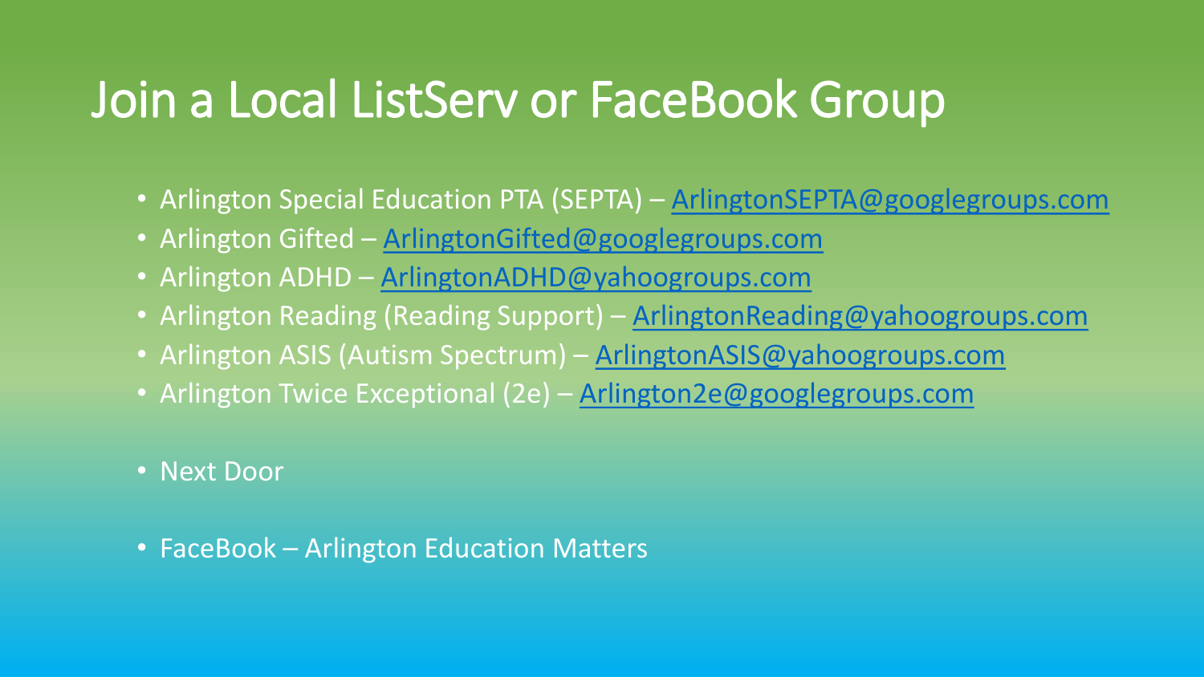# Join a Local ListServ or FaceBook Group

- Arlington Special Education PTA (SEPTA) – ArlingtonSEPTA@googlegroups.com
- Arlington Gifted – ArlingtonGifted@googlegroups.com
- Arlington ADHD – ArlingtonADHD@yahoogroups.com
- Arlington Reading (Reading Support) – ArlingtonReading@yahoogroups.com
- Arlington ASIS (Autism Spectrum) – ArlingtonASIS@yahoogroups.com
- Arlington Twice Exceptional (2e) – Arlington2e@googlegroups.com

- Next Door

- FaceBook – Arlington Education Matters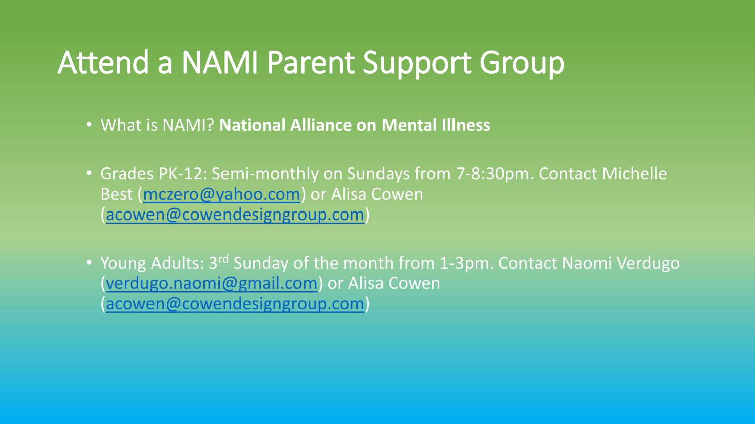# Attend a NAMI Parent Support Group

- What is NAMI? **National Alliance on Mental Illness**
- Grades PK-12: Semi-monthly on Sundays from 7-8:30pm. Contact Michelle Best (mczero@yahoo.com) or Alisa Cowen (acowen@cowendesigngroup.com)
- Young Adults: 3rd Sunday of the month from 1-3pm. Contact Naomi Verdugo (verdugo.naomi@gmail.com) or Alisa Cowen (acowen@cowendesigngroup.com)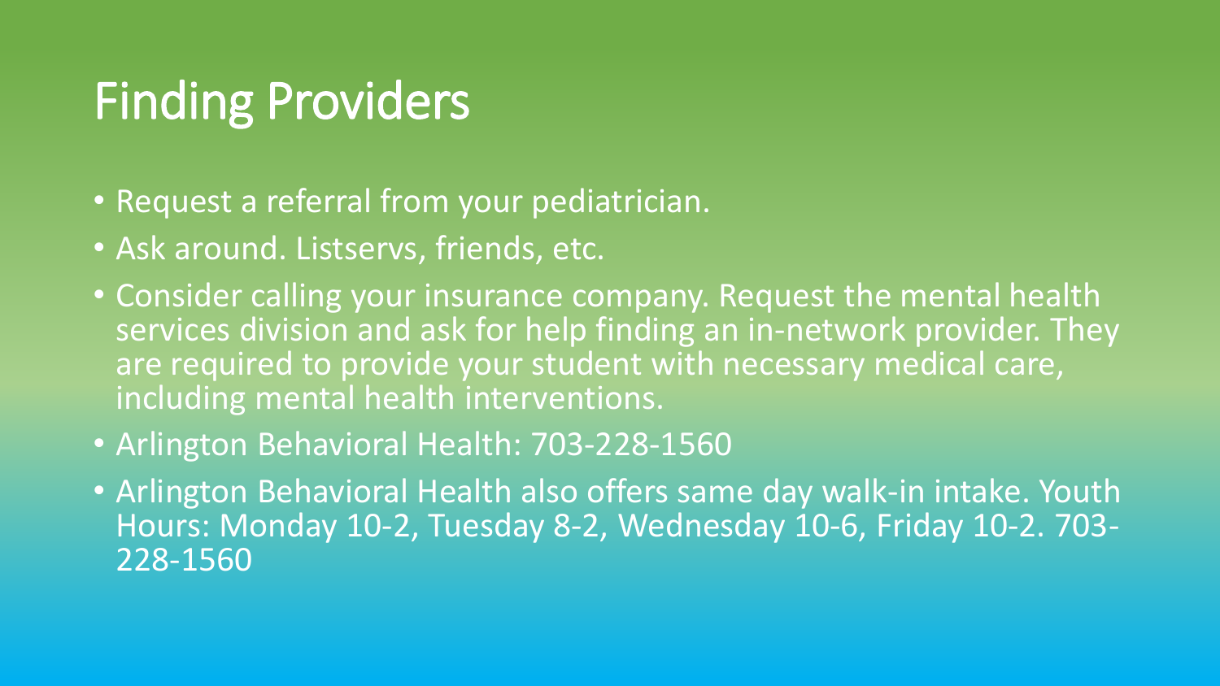# Finding Providers

- Request a referral from your pediatrician.
- Ask around. Listservs, friends, etc.
- Consider calling your insurance company. Request the mental health services division and ask for help finding an in-network provider. They are required to provide your student with necessary medical care, including mental health interventions.
- Arlington Behavioral Health: 703-228-1560
- Arlington Behavioral Health also offers same day walk-in intake. Youth Hours: Monday 10-2, Tuesday 8-2, Wednesday 10-6, Friday 10-2. 703-228-1560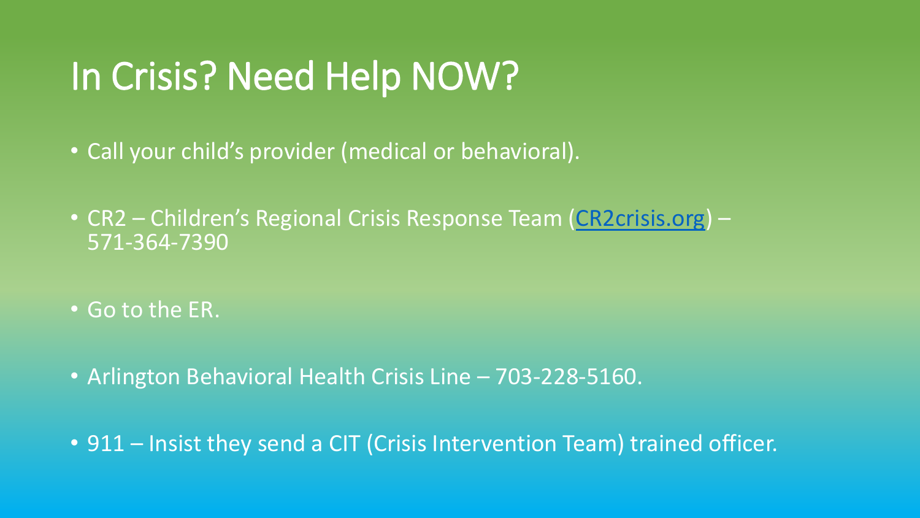# In Crisis? Need Help NOW?

- Call your child's provider (medical or behavioral).
- CR2 – Children's Regional Crisis Response Team ([CR2crisis.org](http://CR2crisis.org)) – 571-364-7390
- Go to the ER.
- Arlington Behavioral Health Crisis Line – 703-228-5160.
- 911 – Insist they send a CIT (Crisis Intervention Team) trained officer.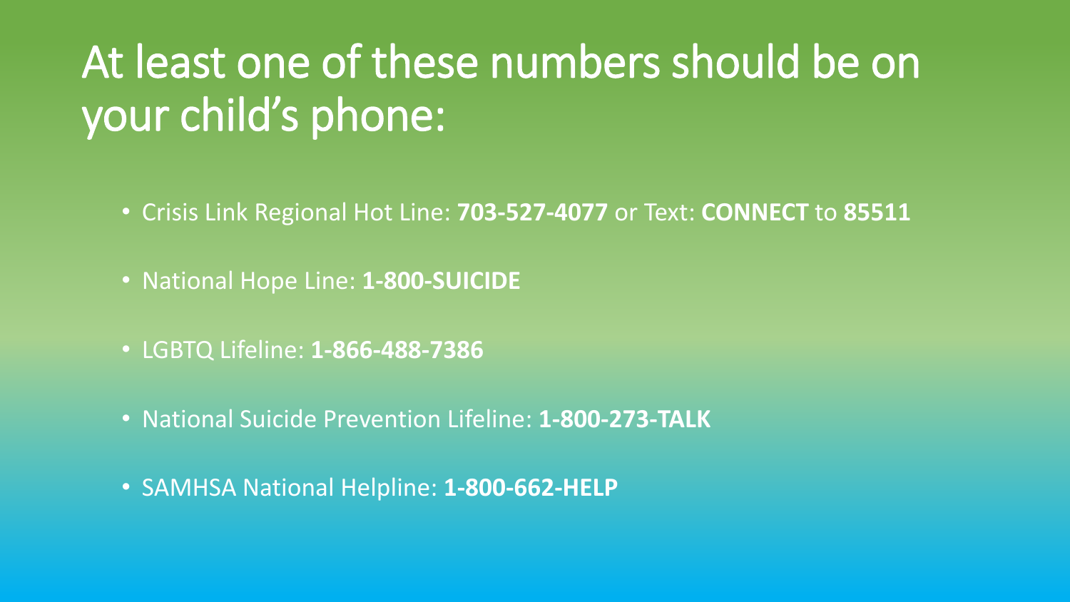# At least one of these numbers should be on your child's phone:

- Crisis Link Regional Hot Line: **703-527-4077** or Text: **CONNECT** to **85511**
- National Hope Line: **1-800-SUICIDE**
- LGBTQ Lifeline: **1-866-488-7386**
- National Suicide Prevention Lifeline: **1-800-273-TALK**
- SAMHSA National Helpline: **1-800-662-HELP**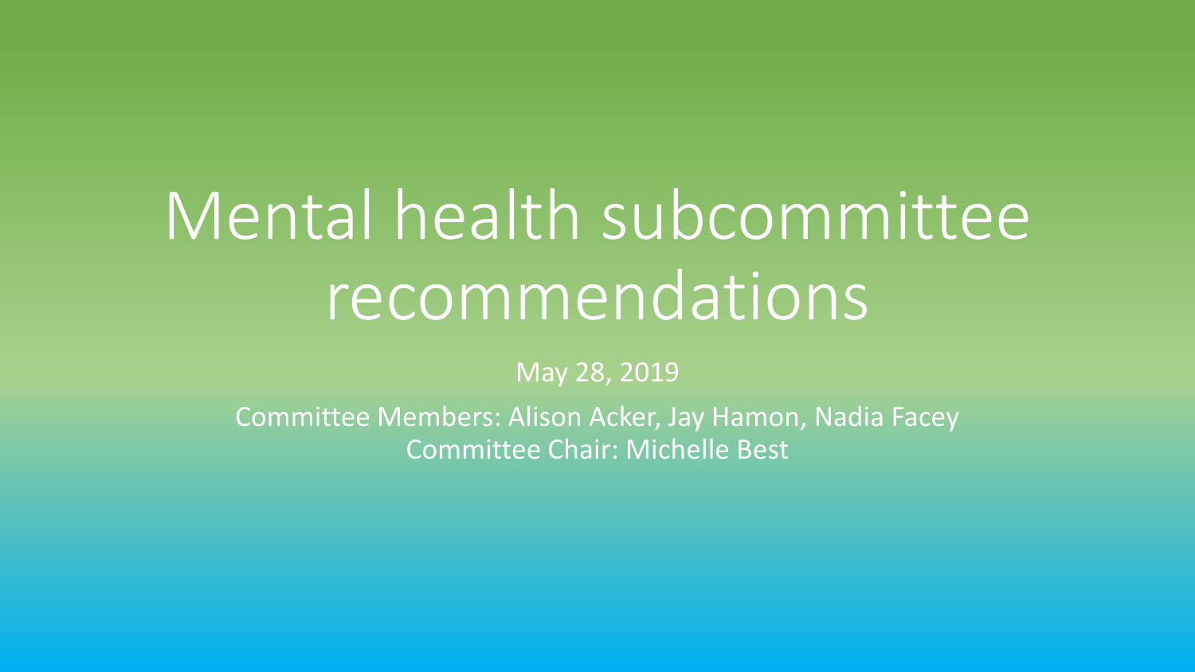# Mental health subcommittee recommendations

May 28, 2019

Committee Members: Alison Acker, Jay Hamon, Nadia Facey
Committee Chair: Michelle Best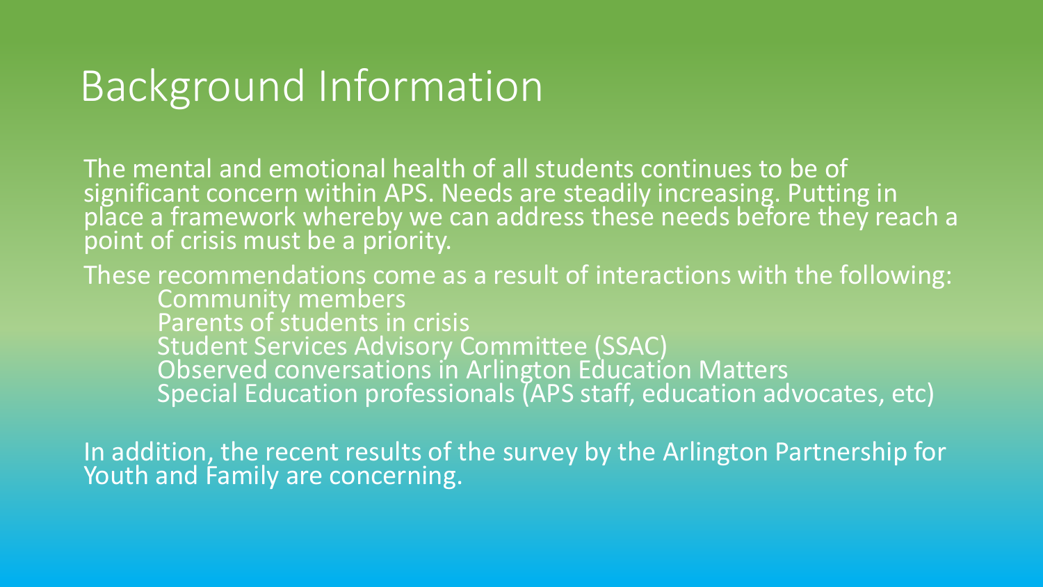# Background Information

The mental and emotional health of all students continues to be of significant concern within APS. Needs are steadily increasing. Putting in place a framework whereby we can address these needs before they reach a point of crisis must be a priority.

These recommendations come as a result of interactions with the following:

- Community members
- Parents of students in crisis
- Student Services Advisory Committee (SSAC)
- Observed conversations in Arlington Education Matters
- Special Education professionals (APS staff, education advocates, etc)

In addition, the recent results of the survey by the Arlington Partnership for Youth and Family are concerning.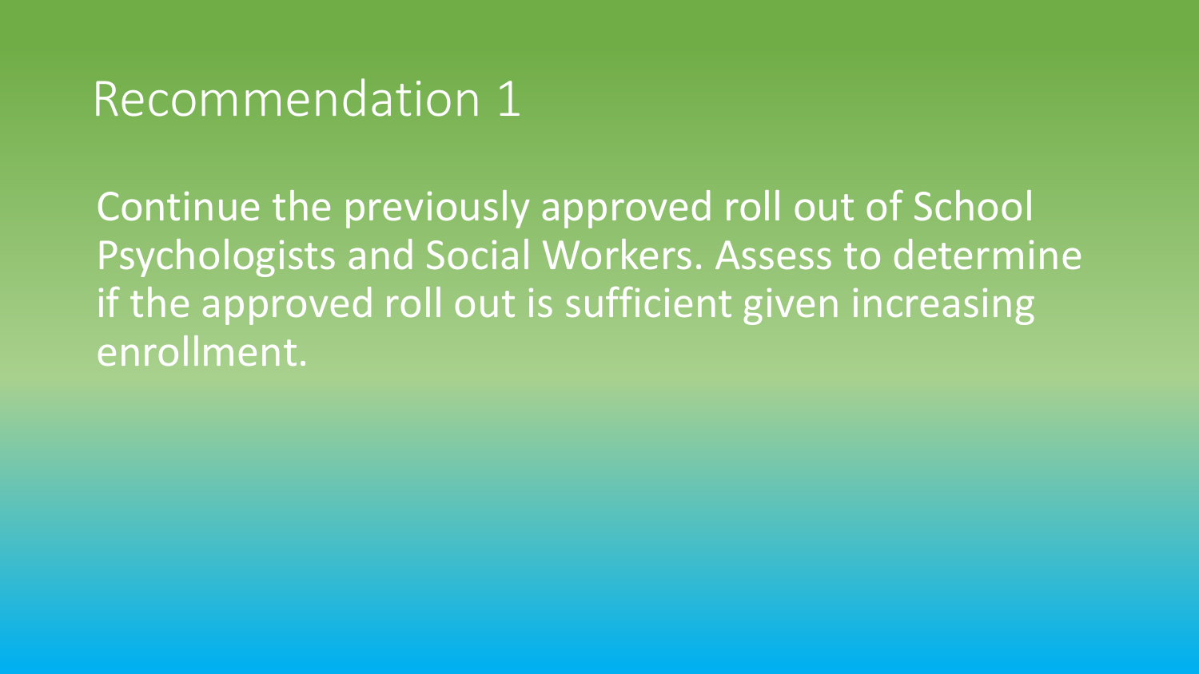# Recommendation 1

Continue the previously approved roll out of School Psychologists and Social Workers. Assess to determine if the approved roll out is sufficient given increasing enrollment.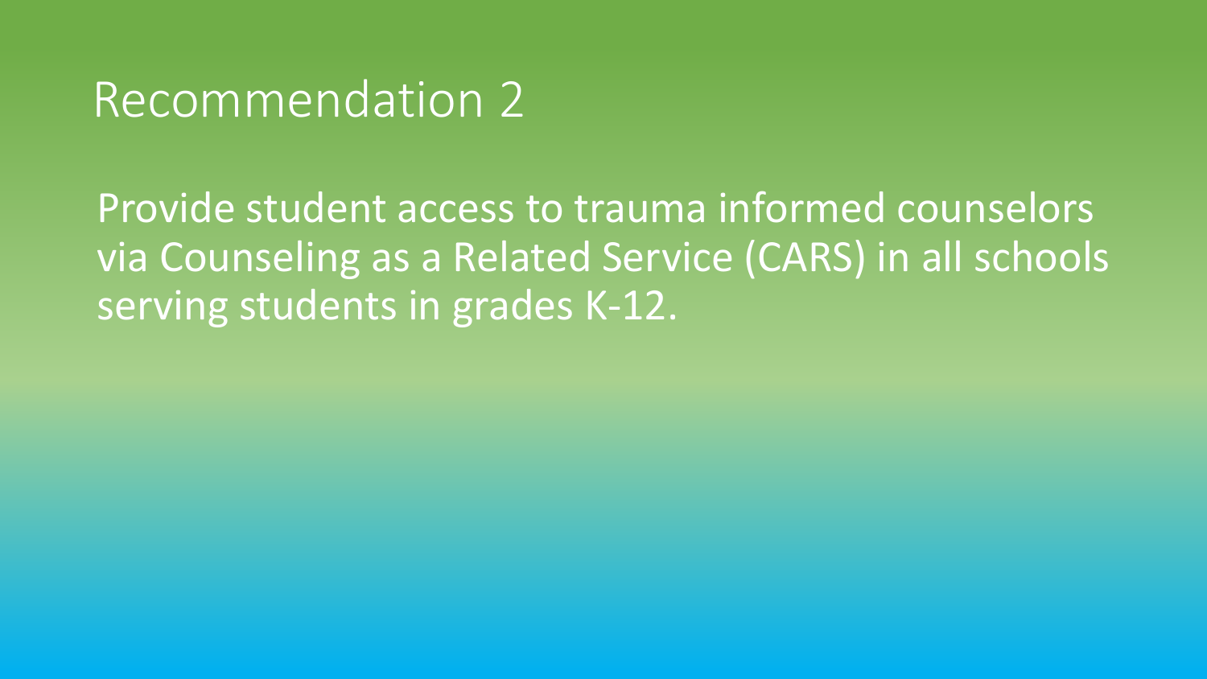# Recommendation 2

Provide student access to trauma informed counselors via Counseling as a Related Service (CARS) in all schools serving students in grades K-12.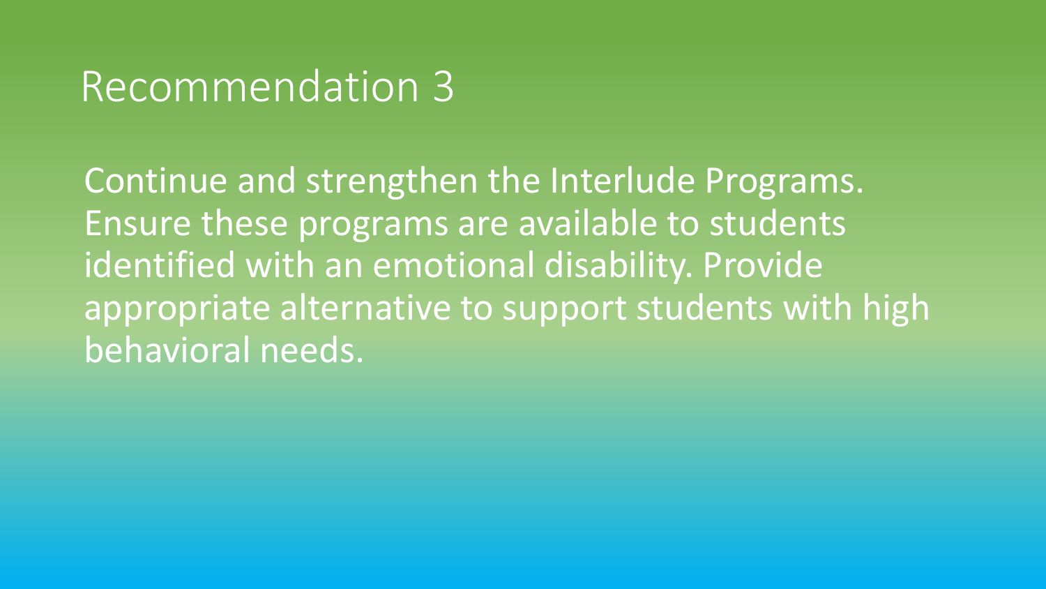# Recommendation 3

Continue and strengthen the Interlude Programs. Ensure these programs are available to students identified with an emotional disability. Provide appropriate alternative to support students with high behavioral needs.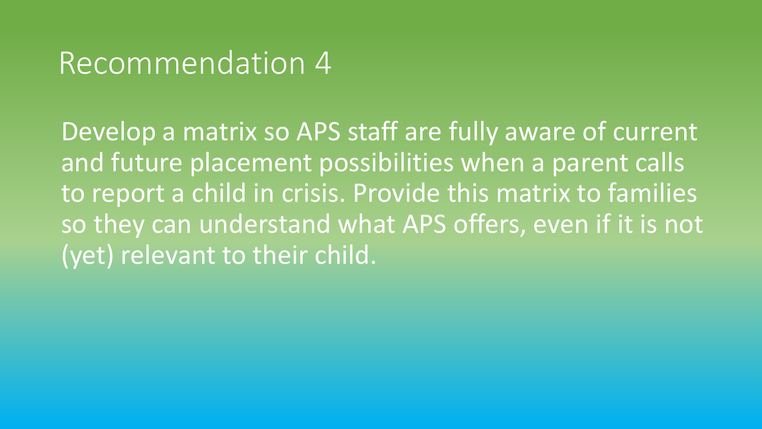# Recommendation 4

Develop a matrix so APS staff are fully aware of current and future placement possibilities when a parent calls to report a child in crisis. Provide this matrix to families so they can understand what APS offers, even if it is not (yet) relevant to their child.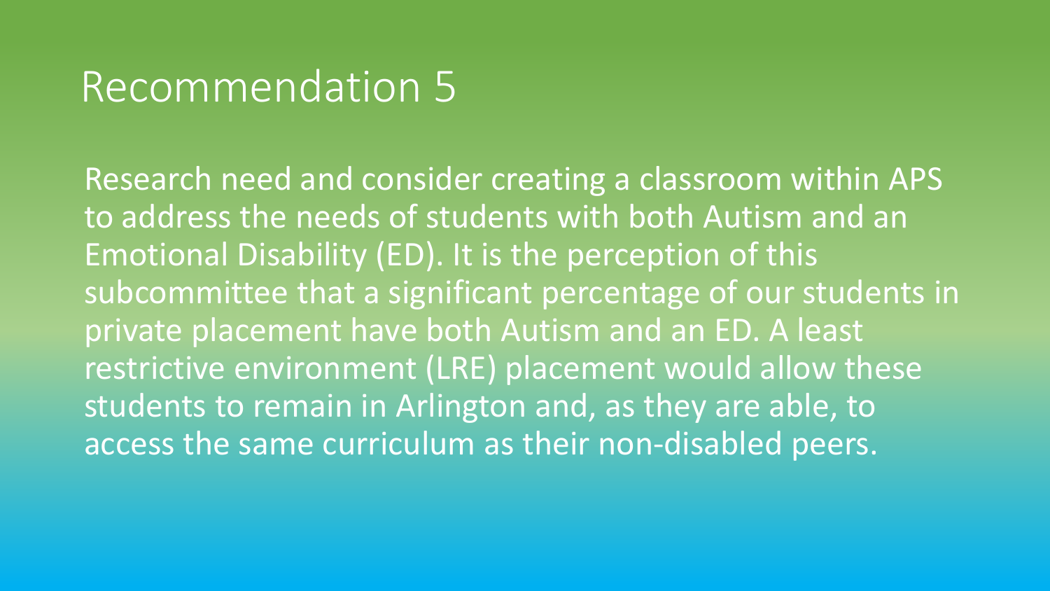# Recommendation 5

Research need and consider creating a classroom within APS to address the needs of students with both Autism and an Emotional Disability (ED). It is the perception of this subcommittee that a significant percentage of our students in private placement have both Autism and an ED. A least restrictive environment (LRE) placement would allow these students to remain in Arlington and, as they are able, to access the same curriculum as their non-disabled peers.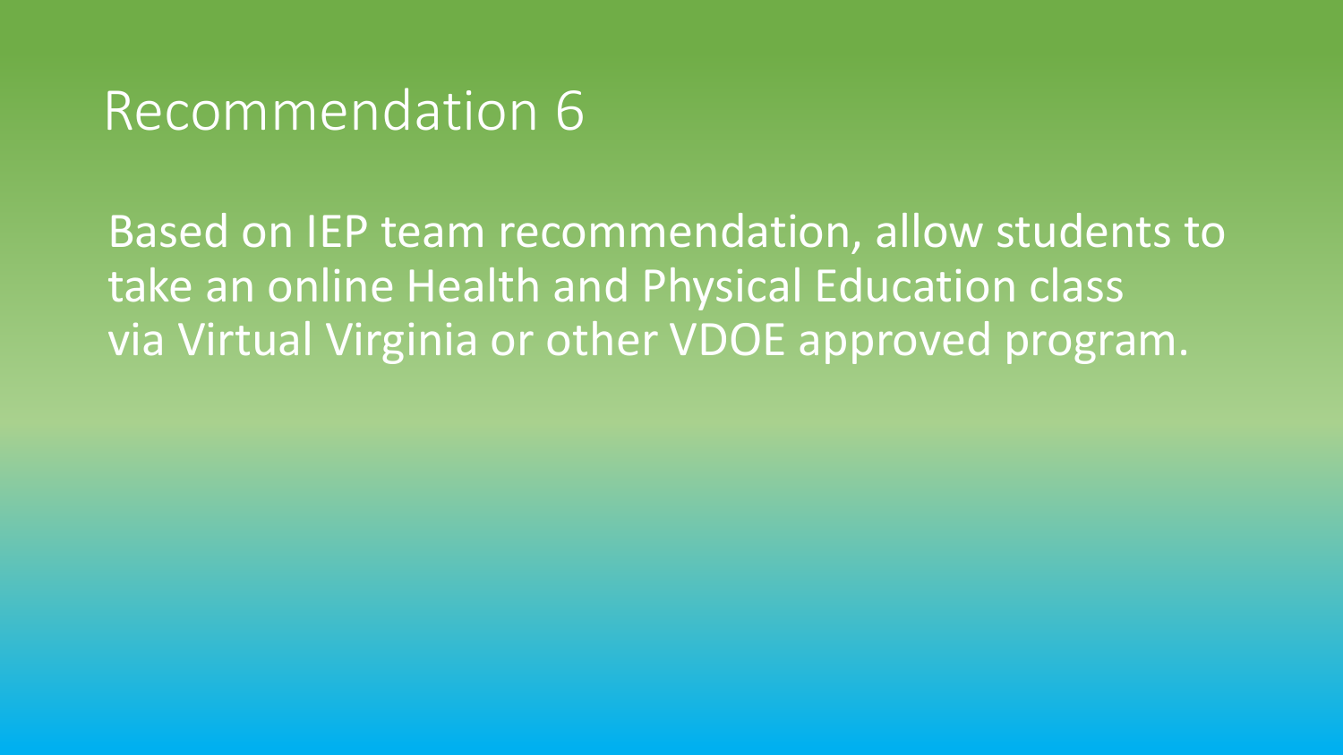# Recommendation 6

Based on IEP team recommendation, allow students to take an online Health and Physical Education class via Virtual Virginia or other VDOE approved program.